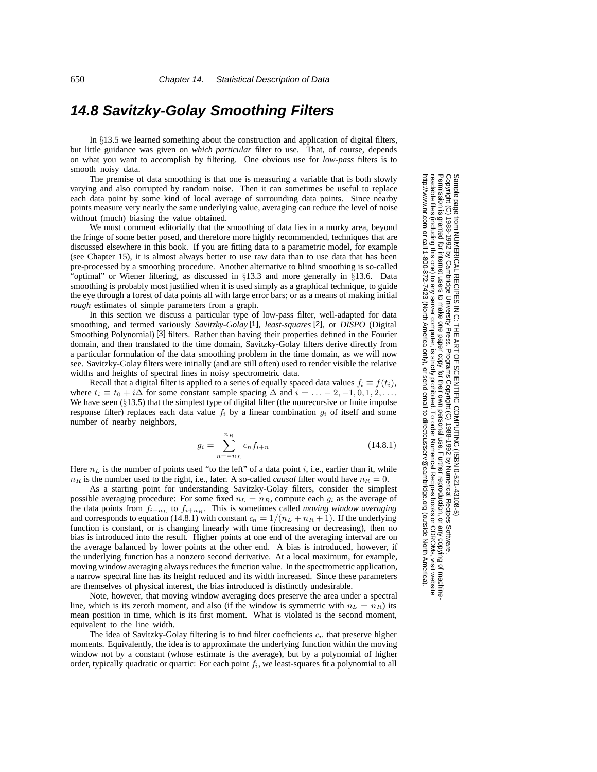## 14.8 Savitzky-Golay Smoothing Filters

In §13.5 we learned something about the construction and application of digital filters, but little guidance was given on *which particular* filter to use. That, of course, depends on what you want to accomplish by filtering. One obvious use for *low-pass* filters is to smooth noisy data.

The premise of data smoothing is that one is measuring a variable that is both slowly varying and also corrupted by random noise. Then it can sometimes be useful to replace each data point by some kind of local average of surrounding data points. Since nearby points measure very nearly the same underlying value, averaging can reduce the level of noise without (much) biasing the value obtained.

We must comment editorially that the smoothing of data lies in a murky area, beyond the fringe of some better posed, and therefore more highly recommended, techniques that are discussed elsewhere in this book. If you are fitting data to a parametric model, for example (see Chapter 15), it is almost always better to use raw data than to use data that has been pre-processed by a smoothing procedure. Another alternative to blind smoothing is so-called "optimal" or Wiener filtering, as discussed in §13.3 and more generally in §13.6. Data smoothing is probably most justified when it is used simply as a graphical technique, to guide the eye through a forest of data points all with large error bars; or as a means of making initial *rough* estimates of simple parameters from a graph.

In this section we discuss a particular type of low-pass filter, well-adapted for data smoothing, and termed variously *Savitzky-Golay* [1], *least-squares* [2], or *DISPO* (Digital Smoothing Polynomial) [3] filters. Rather than having their properties defined in the Fourier domain, and then translated to the time domain, Savitzky-Golay filters derive directly from a particular formulation of the data smoothing problem in the time domain, as we will now see. Savitzky-Golay filters were initially (and are still often) used to render visible the relative widths and heights of spectral lines in noisy spectrometric data.

Recall that a digital filter is applied to a series of equally spaced data values $f_i \equiv f(t_i)$, where $t_i \equiv t_0 + i\Delta$ for some constant sample spacing $\Delta$ and $i = \ldots -2, -1, 0, 1, 2, \ldots$. We have seen (§13.5) that the simplest type of digital filter (the nonrecursive or finite impulse response filter) replaces each data value $f_i$ by a linear combination $g_i$ of itself and some number of nearby neighbors,

$$g_i = \sum_{n=-n_L}^{n_R} c_n f_{i+n} \tag{14.8.1}$$

Here $n_L$ is the number of points used "to the left" of a data point $i$, i.e., earlier than it, while $n_R$ is the number used to the right, i.e., later. A so-called *causal* filter would have $n_R = 0$.

As a starting point for understanding Savitzky-Golay filters, consider the simplest possible averaging procedure: For some fixed $n_L = n_R$, compute each $g_i$ as the average of the data points from $f_{i-n_L}$ to $f_{i+n_R}$. This is sometimes called *moving window averaging* and corresponds to equation (14.8.1) with constant $c_n = 1/(n_L + n_R + 1)$. If the underlying function is constant, or is changing linearly with time (increasing or decreasing), then no bias is introduced into the result. Higher points at one end of the averaging interval are on the average balanced by lower points at the other end. A bias is introduced, however, if the underlying function has a nonzero second derivative. At a local maximum, for example, moving window averaging always reduces the function value. In the spectrometric application, a narrow spectral line has its height reduced and its width increased. Since these parameters are themselves of physical interest, the bias introduced is distinctly undesirable.

Note, however, that moving window averaging does preserve the area under a spectral line, which is its zeroth moment, and also (if the window is symmetric with $n_L = n_R$) its mean position in time, which is its first moment. What is violated is the second moment, equivalent to the line width.

The idea of Savitzky-Golay filtering is to find filter coefficients $c_n$ that preserve higher moments. Equivalently, the idea is to approximate the underlying function within the moving window not by a constant (whose estimate is the average), but by a polynomial of higher order, typically quadratic or quartic: For each point $f_i$, we least-squares fit a polynomial to all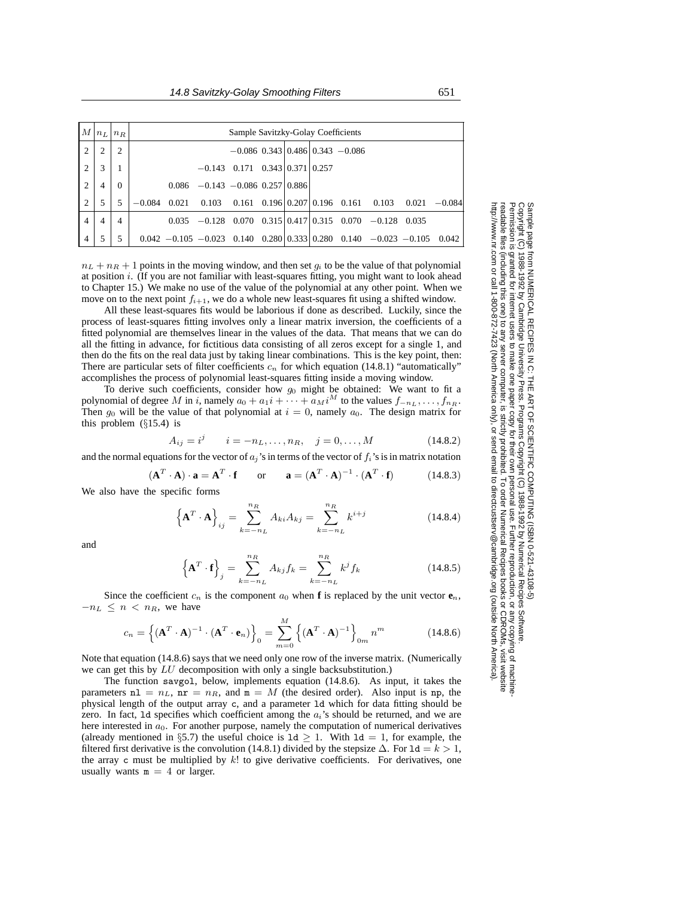| $M$ | $n_L$ | $n_R$ | Sample Savitzky-Golay Coefficients | | | | | | | | | | |
|---|---|---|---|---|---|---|---|---|---|---|---|---|---|
| 2 | 2 | 2 | | | | $-0.086$ | 0.343 | 0.486 | 0.343 | $-0.086$ | | | |
| 2 | 3 | 1 | | | $-0.143$ | 0.171 | 0.343 | 0.371 | 0.257 | | | | |
| 2 | 4 | 0 | | 0.086 | $-0.143$ | $-0.086$ | 0.257 | 0.886 | | | | | |
| 2 | 5 | 5 | $-0.084$ | 0.021 | 0.103 | 0.161 | 0.196 | 0.207 | 0.196 | 0.161 | 0.103 | 0.021 | $-0.084$ |
| 4 | 4 | 4 | | 0.035 | $-0.128$ | 0.070 | 0.315 | 0.417 | 0.315 | 0.070 | $-0.128$ | 0.035 | |
| 4 | 5 | 5 | 0.042 | $-0.105$ | $-0.023$ | 0.140 | 0.280 | 0.333 | 0.280 | 0.140 | $-0.023$ | $-0.105$ | 0.042 |

$n_L + n_R + 1$ points in the moving window, and then set $g_i$ to be the value of that polynomial at position $i$. (If you are not familiar with least-squares fitting, you might want to look ahead to Chapter 15.) We make no use of the value of the polynomial at any other point. When we move on to the next point $f_{i+1}$, we do a whole new least-squares fit using a shifted window.

All these least-squares fits would be laborious if done as described. Luckily, since the process of least-squares fitting involves only a linear matrix inversion, the coefficients of a fitted polynomial are themselves linear in the values of the data. That means that we can do all the fitting in advance, for fictitious data consisting of all zeros except for a single 1, and then do the fits on the real data just by taking linear combinations. This is the key point, then: There are particular sets of filter coefficients $c_n$ for which equation (14.8.1) "automatically" accomplishes the process of polynomial least-squares fitting inside a moving window.

To derive such coefficients, consider how $g_0$ might be obtained: We want to fit a polynomial of degree $M$ in $i$, namely $a_0 + a_1 i + \cdots + a_M i^M$ to the values $f_{-n_L}, \ldots, f_{n_R}$. Then $g_0$ will be the value of that polynomial at $i = 0$, namely $a_0$. The design matrix for this problem (§15.4) is

$$A_{ij} = i^j \qquad i = -n_L, \ldots, n_R, \quad j = 0, \ldots, M \tag{14.8.2}$$

and the normal equations for the vector of $a_j$'s in terms of the vector of $f_i$'s is in matrix notation

$$(\mathbf{A}^T \cdot \mathbf{A}) \cdot \mathbf{a} = \mathbf{A}^T \cdot \mathbf{f} \qquad \text{or} \qquad \mathbf{a} = (\mathbf{A}^T \cdot \mathbf{A})^{-1} \cdot (\mathbf{A}^T \cdot \mathbf{f}) \tag{14.8.3}$$

We also have the specific forms

$$\left\{\mathbf{A}^T \cdot \mathbf{A}\right\}_{ij} = \sum_{k=-n_L}^{n_R} A_{ki} A_{kj} = \sum_{k=-n_L}^{n_R} k^{i+j} \tag{14.8.4}$$

and

$$\left\{\mathbf{A}^T \cdot \mathbf{f}\right\}_j = \sum_{k=-n_L}^{n_R} A_{kj} f_k = \sum_{k=-n_L}^{n_R} k^j f_k \tag{14.8.5}$$

Since the coefficient $c_n$ is the component $a_0$ when $\mathbf{f}$ is replaced by the unit vector $\mathbf{e}_n$, $-n_L \le n < n_R$, we have

$$c_n = \left\{(\mathbf{A}^T \cdot \mathbf{A})^{-1} \cdot (\mathbf{A}^T \cdot \mathbf{e}_n)\right\}_0 = \sum_{m=0}^{M} \left\{(\mathbf{A}^T \cdot \mathbf{A})^{-1}\right\}_{0m} n^m \tag{14.8.6}$$

Note that equation (14.8.6) says that we need only one row of the inverse matrix. (Numerically we can get this by $LU$ decomposition with only a single backsubstitution.)

The function savgol, below, implements equation (14.8.6). As input, it takes the parameters nl $= n_L$, nr $= n_R$, and m $= M$ (the desired order). Also input is np, the physical length of the output array c, and a parameter ld which for data fitting should be zero. In fact, ld specifies which coefficient among the $a_i$'s should be returned, and we are here interested in $a_0$. For another purpose, namely the computation of numerical derivatives (already mentioned in §5.7) the useful choice is ld $\ge 1$. With ld $= 1$, for example, the filtered first derivative is the convolution (14.8.1) divided by the stepsize $\Delta$. For ld $= k > 1$, the array c must be multiplied by $k!$ to give derivative coefficients. For derivatives, one usually wants m $= 4$ or larger.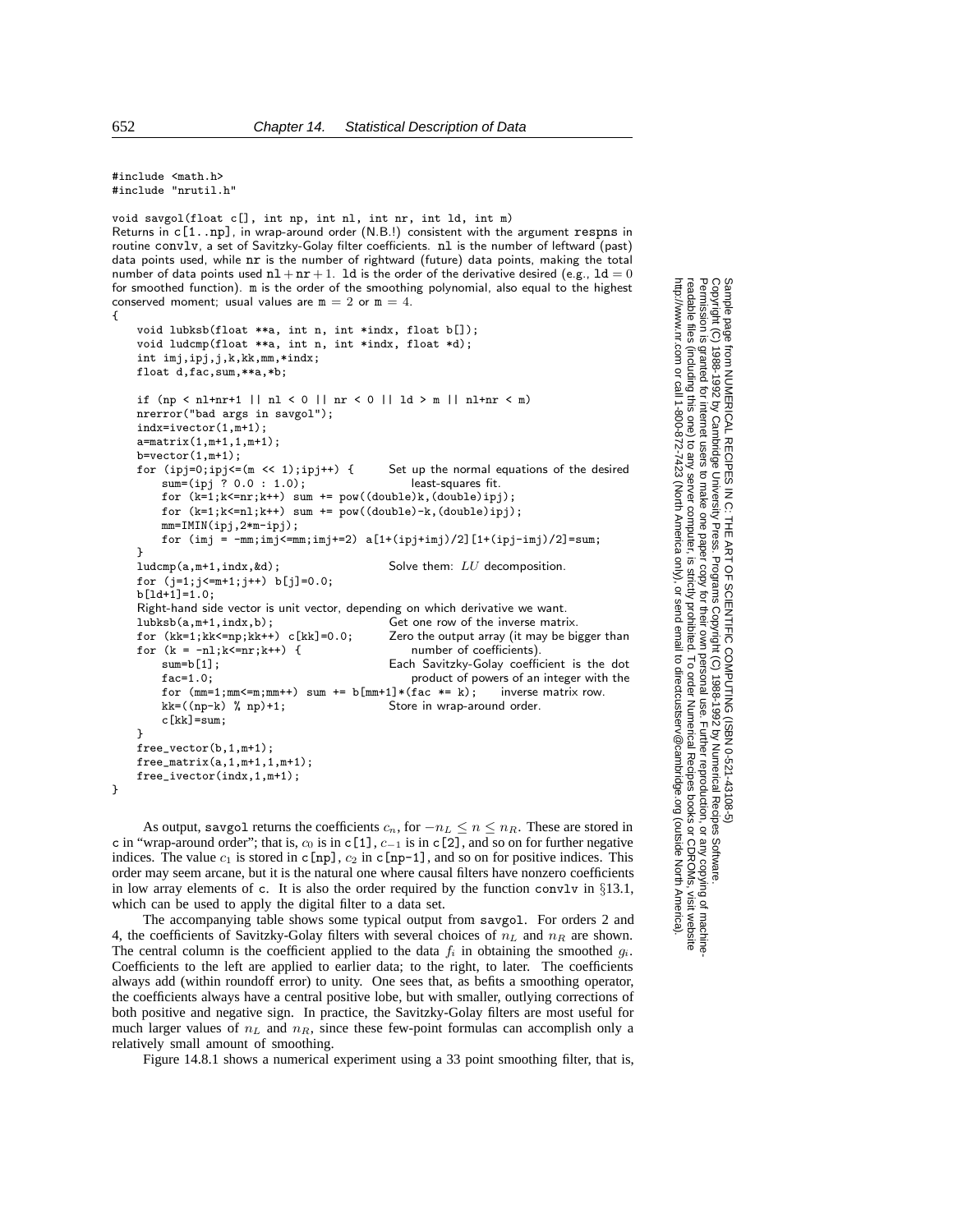```c
#include <math.h>
#include "nrutil.h"

void savgol(float c[], int np, int nl, int nr, int ld, int m)
```

Returns in `c[1..np]`, in wrap-around order (N.B.!) consistent with the argument `respns` in routine `convlv`, a set of Savitzky-Golay filter coefficients. `nl` is the number of leftward (past) data points used, while `nr` is the number of rightward (future) data points, making the total number of data points used $\mathtt{nl} + \mathtt{nr} + 1$. `ld` is the order of the derivative desired (e.g., $\mathtt{ld} = 0$ for smoothed function). `m` is the order of the smoothing polynomial, also equal to the highest conserved moment; usual values are $\mathtt{m} = 2$ or $\mathtt{m} = 4$.

```c
{
    void lubksb(float **a, int n, int *indx, float b[]);
    void ludcmp(float **a, int n, int *indx, float *d);
    int imj,ipj,j,k,kk,mm,*indx;
    float d,fac,sum,**a,*b;

    if (np < nl+nr+1 || nl < 0 || nr < 0 || ld > m || nl+nr < m)
    nrerror("bad args in savgol");
    indx=ivector(1,m+1);
    a=matrix(1,m+1,1,m+1);
    b=vector(1,m+1);
    for (ipj=0;ipj<=(m << 1);ipj++) {       Set up the normal equations of the desired
        sum=(ipj ? 0.0 : 1.0);                  least-squares fit.
        for (k=1;k<=nr;k++) sum += pow((double)k,(double)ipj);
        for (k=1;k<=nl;k++) sum += pow((double)-k,(double)ipj);
        mm=IMIN(ipj,2*m-ipj);
        for (imj = -mm;imj<=mm;imj+=2) a[1+(ipj+imj)/2][1+(ipj-imj)/2]=sum;
    }
    ludcmp(a,m+1,indx,&d);                  Solve them: LU decomposition.
    for (j=1;j<=m+1;j++) b[j]=0.0;
    b[ld+1]=1.0;
    Right-hand side vector is unit vector, depending on which derivative we want.
    lubksb(a,m+1,indx,b);                   Get one row of the inverse matrix.
    for (kk=1;kk<=np;kk++) c[kk]=0.0;       Zero the output array (it may be bigger than
    for (k = -nl;k<=nr;k++) {                   number of coefficients).
        sum=b[1];                           Each Savitzky-Golay coefficient is the dot
        fac=1.0;                                product of powers of an integer with the
        for (mm=1;mm<=m;mm++) sum += b[mm+1]*(fac *= k);    inverse matrix row.
        kk=((np-k) % np)+1;                 Store in wrap-around order.
        c[kk]=sum;
    }
    free_vector(b,1,m+1);
    free_matrix(a,1,m+1,1,m+1);
    free_ivector(indx,1,m+1);
}
```

As output, `savgol` returns the coefficients $c_n$, for $-n_L \le n \le n_R$. These are stored in `c` in "wrap-around order"; that is, $c_0$ is in `c[1]`, $c_{-1}$ is in `c[2]`, and so on for further negative indices. The value $c_1$ is stored in `c[np]`, $c_2$ in `c[np-1]`, and so on for positive indices. This order may seem arcane, but it is the natural one where causal filters have nonzero coefficients in low array elements of `c`. It is also the order required by the function `convlv` in §13.1, which can be used to apply the digital filter to a data set.

The accompanying table shows some typical output from `savgol`. For orders 2 and 4, the coefficients of Savitzky-Golay filters with several choices of $n_L$ and $n_R$ are shown. The central column is the coefficient applied to the data $f_i$ in obtaining the smoothed $g_i$. Coefficients to the left are applied to earlier data; to the right, to later. The coefficients always add (within roundoff error) to unity. One sees that, as befits a smoothing operator, the coefficients always have a central positive lobe, but with smaller, outlying corrections of both positive and negative sign. In practice, the Savitzky-Golay filters are most useful for much larger values of $n_L$ and $n_R$, since these few-point formulas can accomplish only a relatively small amount of smoothing.

Figure 14.8.1 shows a numerical experiment using a 33 point smoothing filter, that is,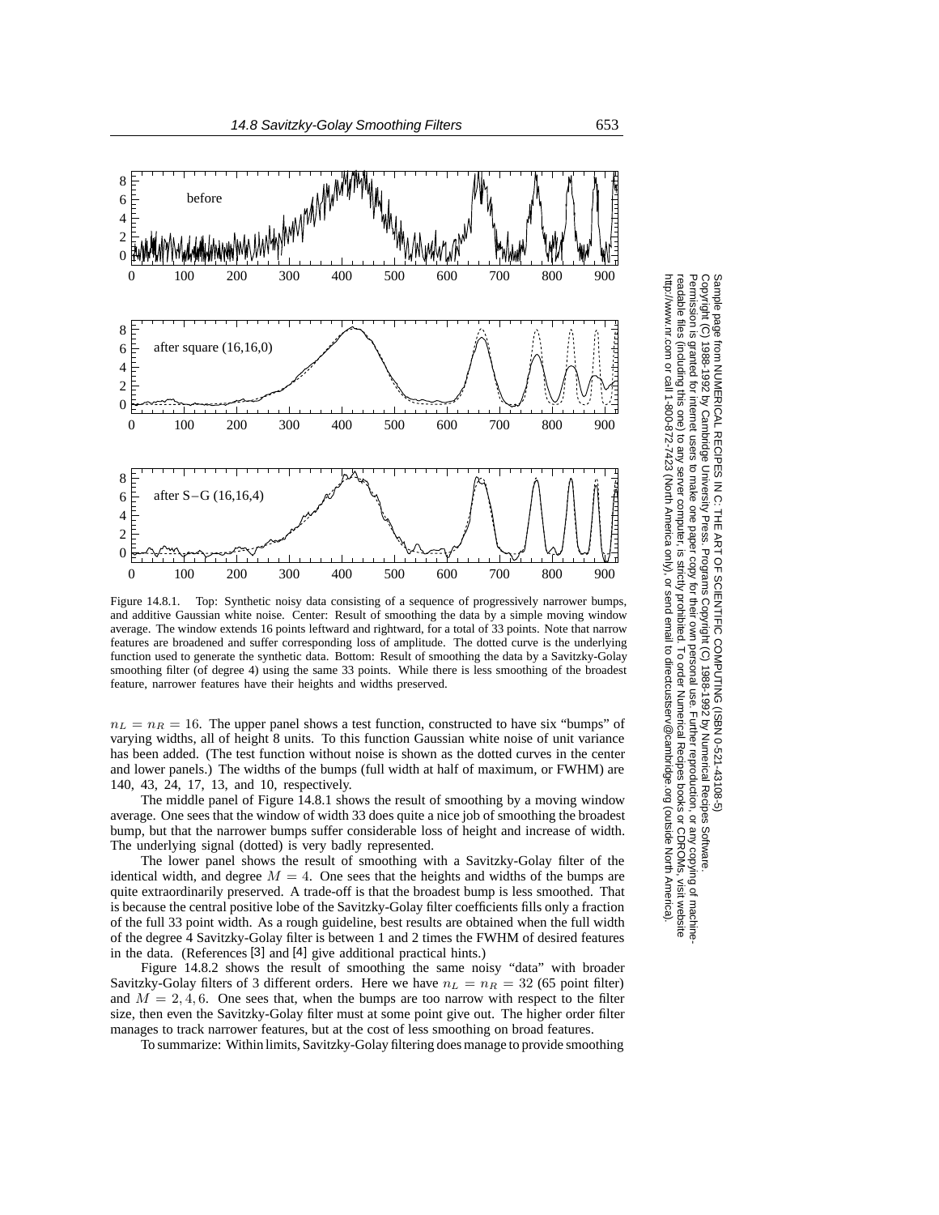Figure 14.8.1. Top: Synthetic noisy data consisting of a sequence of progressively narrower bumps, and additive Gaussian white noise. Center: Result of smoothing the data by a simple moving window average. The window extends 16 points leftward and rightward, for a total of 33 points. Note that narrow features are broadened and suffer corresponding loss of amplitude. The dotted curve is the underlying function used to generate the synthetic data. Bottom: Result of smoothing the data by a Savitzky-Golay smoothing filter (of degree 4) using the same 33 points. While there is less smoothing of the broadest feature, narrower features have their heights and widths preserved.

$n_L = n_R = 16$. The upper panel shows a test function, constructed to have six "bumps" of varying widths, all of height 8 units. To this function Gaussian white noise of unit variance has been added. (The test function without noise is shown as the dotted curves in the center and lower panels.) The widths of the bumps (full width at half of maximum, or FWHM) are 140, 43, 24, 17, 13, and 10, respectively.

The middle panel of Figure 14.8.1 shows the result of smoothing by a moving window average. One sees that the window of width 33 does quite a nice job of smoothing the broadest bump, but that the narrower bumps suffer considerable loss of height and increase of width. The underlying signal (dotted) is very badly represented.

The lower panel shows the result of smoothing with a Savitzky-Golay filter of the identical width, and degree $M = 4$. One sees that the heights and widths of the bumps are quite extraordinarily preserved. A trade-off is that the broadest bump is less smoothed. That is because the central positive lobe of the Savitzky-Golay filter coefficients fills only a fraction of the full 33 point width. As a rough guideline, best results are obtained when the full width of the degree 4 Savitzky-Golay filter is between 1 and 2 times the FWHM of desired features in the data. (References [3] and [4] give additional practical hints.)

Figure 14.8.2 shows the result of smoothing the same noisy "data" with broader Savitzky-Golay filters of 3 different orders. Here we have $n_L = n_R = 32$ (65 point filter) and $M = 2, 4, 6$. One sees that, when the bumps are too narrow with respect to the filter size, then even the Savitzky-Golay filter must at some point give out. The higher order filter manages to track narrower features, but at the cost of less smoothing on broad features.

To summarize: Within limits, Savitzky-Golay filtering does manage to provide smoothing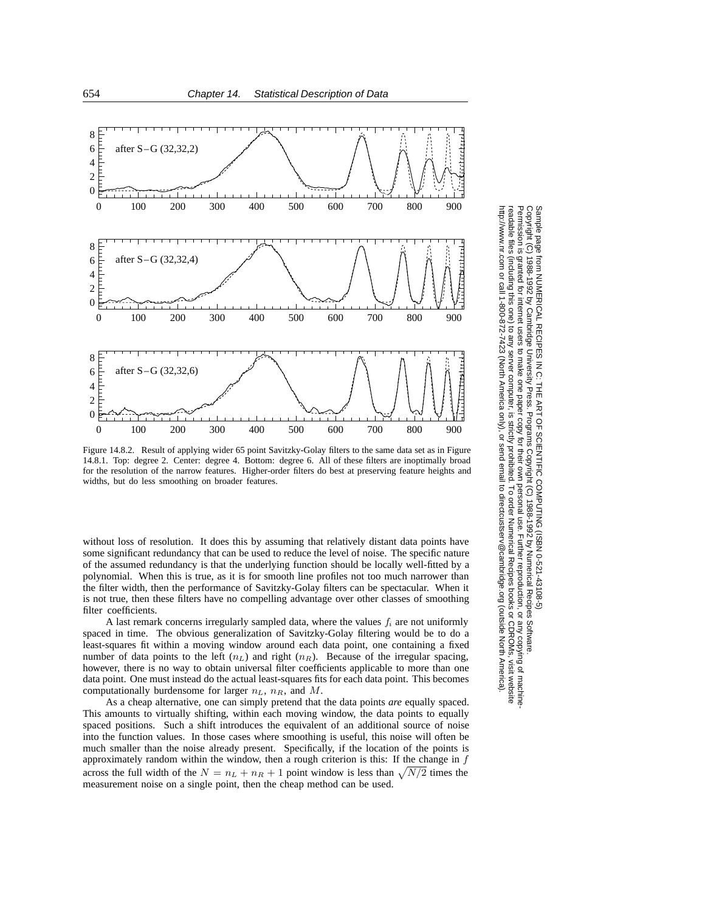Figure 14.8.2. Result of applying wider 65 point Savitzky-Golay filters to the same data set as in Figure 14.8.1. Top: degree 2. Center: degree 4. Bottom: degree 6. All of these filters are inoptimally broad for the resolution of the narrow features. Higher-order filters do best at preserving feature heights and widths, but do less smoothing on broader features.

without loss of resolution. It does this by assuming that relatively distant data points have some significant redundancy that can be used to reduce the level of noise. The specific nature of the assumed redundancy is that the underlying function should be locally well-fitted by a polynomial. When this is true, as it is for smooth line profiles not too much narrower than the filter width, then the performance of Savitzky-Golay filters can be spectacular. When it is not true, then these filters have no compelling advantage over other classes of smoothing filter coefficients.

A last remark concerns irregularly sampled data, where the values $f_i$ are not uniformly spaced in time. The obvious generalization of Savitzky-Golay filtering would be to do a least-squares fit within a moving window around each data point, one containing a fixed number of data points to the left ($n_L$) and right ($n_R$). Because of the irregular spacing, however, there is no way to obtain universal filter coefficients applicable to more than one data point. One must instead do the actual least-squares fits for each data point. This becomes computationally burdensome for larger $n_L$, $n_R$, and $M$.

As a cheap alternative, one can simply pretend that the data points *are* equally spaced. This amounts to virtually shifting, within each moving window, the data points to equally spaced positions. Such a shift introduces the equivalent of an additional source of noise into the function values. In those cases where smoothing is useful, this noise will often be much smaller than the noise already present. Specifically, if the location of the points is approximately random within the window, then a rough criterion is this: If the change in $f$ across the full width of the $N = n_L + n_R + 1$ point window is less than $\sqrt{N/2}$ times the measurement noise on a single point, then the cheap method can be used.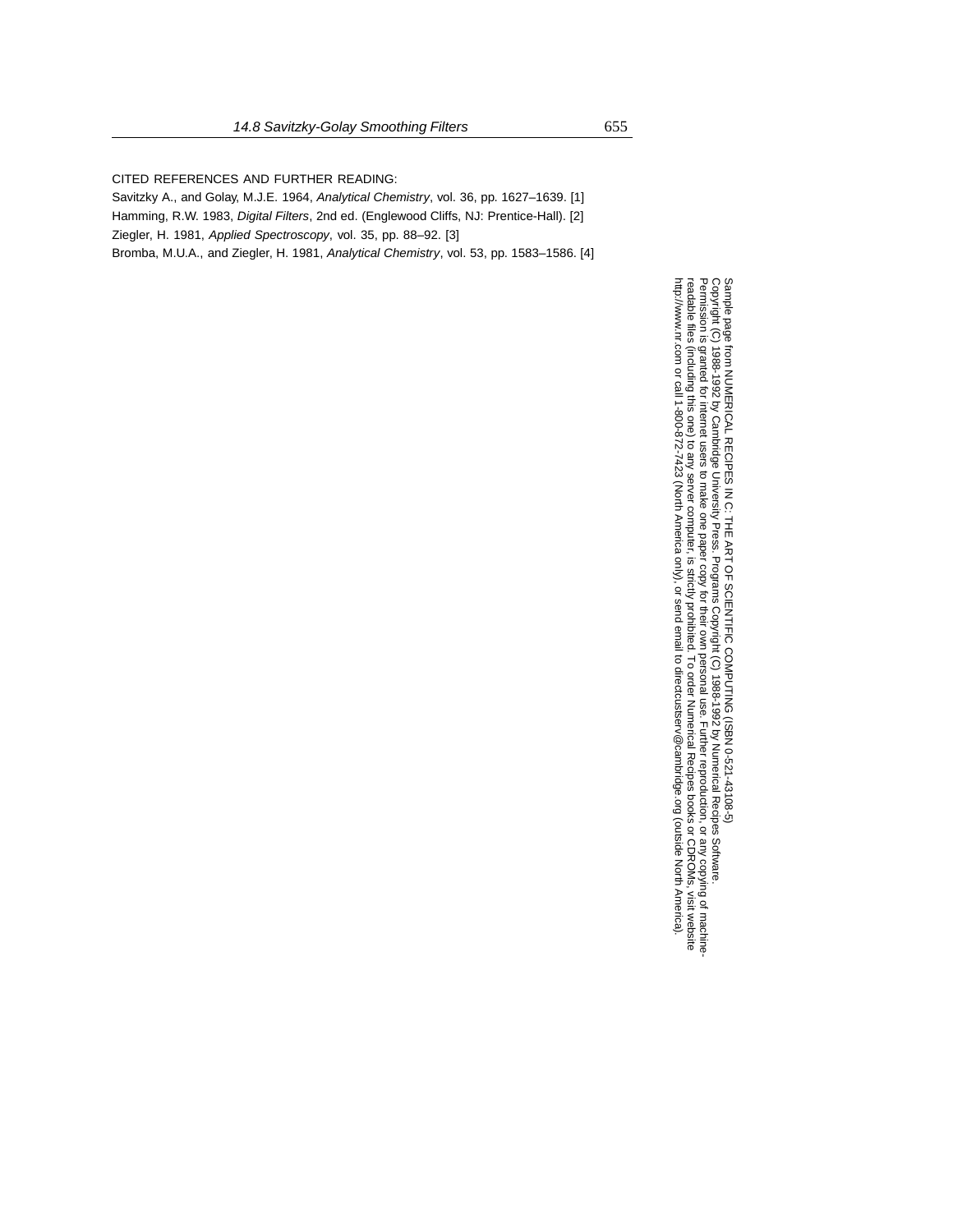CITED REFERENCES AND FURTHER READING:

Savitzky A., and Golay, M.J.E. 1964, *Analytical Chemistry*, vol. 36, pp. 1627–1639. [1]

Hamming, R.W. 1983, *Digital Filters*, 2nd ed. (Englewood Cliffs, NJ: Prentice-Hall). [2]

Ziegler, H. 1981, *Applied Spectroscopy*, vol. 35, pp. 88–92. [3]

Bromba, M.U.A., and Ziegler, H. 1981, *Analytical Chemistry*, vol. 53, pp. 1583–1586. [4]